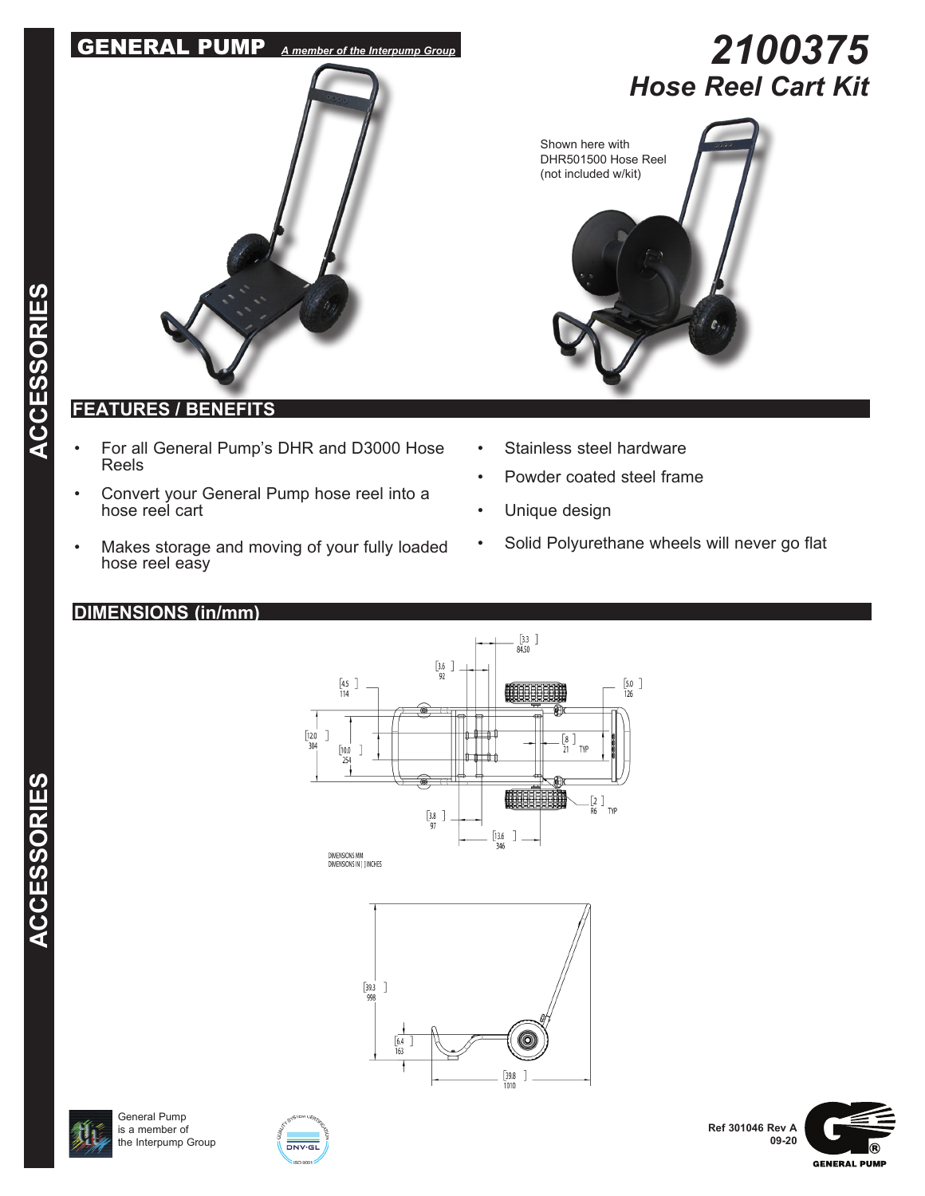**GENERAL PUMP** *A member of the Interpump Group*

# 2100375
## *Hose Reel Cart Kit*

Shown here with DHR501500 Hose Reel (not included w/kit)

## FEATURES / BENEFITS

- For all General Pump's DHR and D3000 Hose Reels
- Convert your General Pump hose reel into a hose reel cart
- Makes storage and moving of your fully loaded hose reel easy
- Stainless steel hardware
- Powder coated steel frame
- Unique design
- Solid Polyurethane wheels will never go flat

## DIMENSIONS (in/mm)

[3.3] 84,50

[3.6] 92

[4.5] 114

[5.0] 126

[12.0] 304

[10.0] 254

[.8] 21 TYP

[.2] R6 TYP

[3.8] 97

[13.6] 346

DIMENSIONS MM
DIMENSIONS IN [ ] INCHES

[39.3] 998

[6.4] 163

[39.8] 1010

General Pump is a member of the Interpump Group

Ref 301046 Rev A
09-20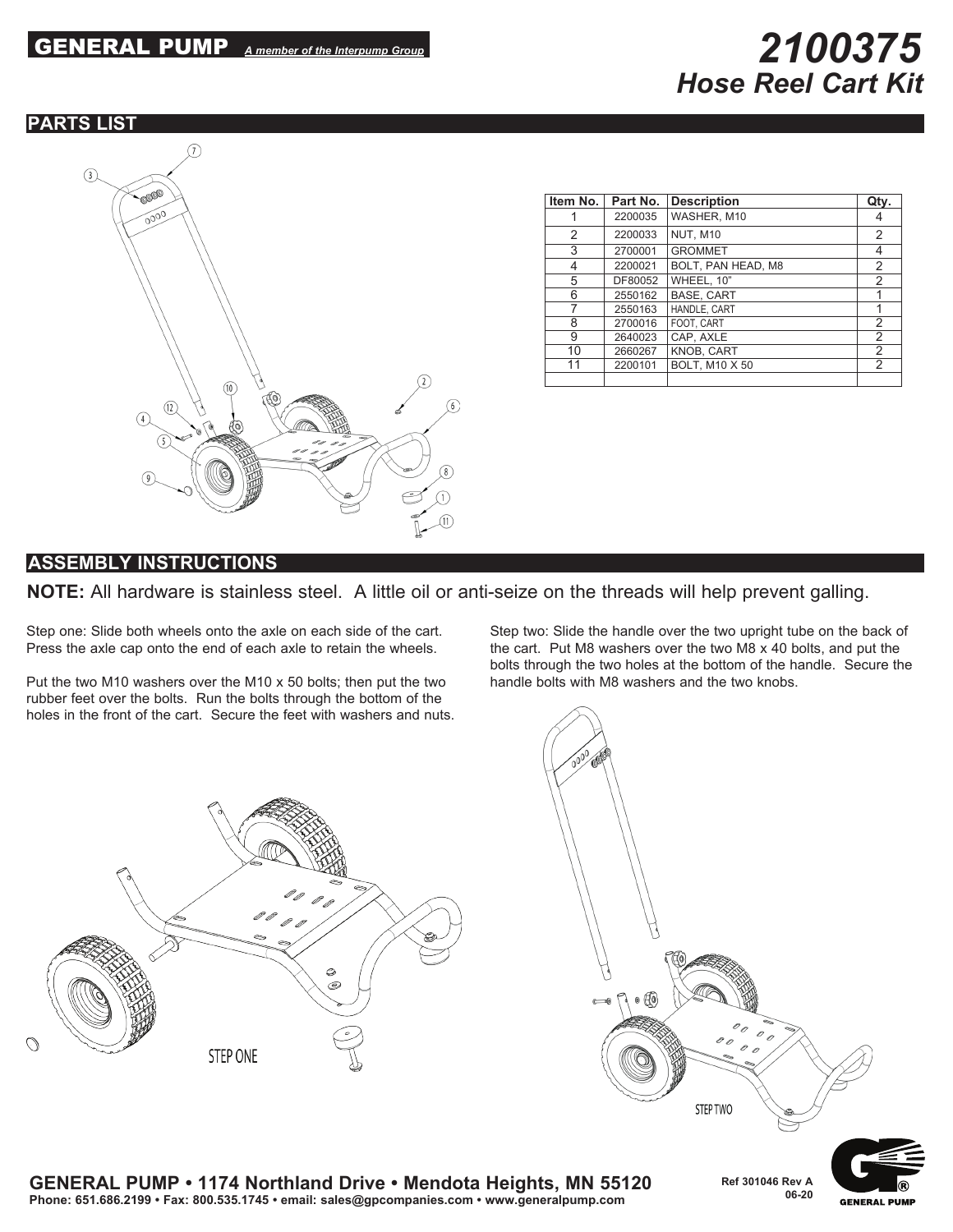**GENERAL PUMP** *A member of the Interpump Group*

# 2100375
# Hose Reel Cart Kit

## PARTS LIST

| Item No. | Part No. | Description | Qty. |
|---|---|---|---|
| 1 | 2200035 | WASHER, M10 | 4 |
| 2 | 2200033 | NUT, M10 | 2 |
| 3 | 2700001 | GROMMET | 4 |
| 4 | 2200021 | BOLT, PAN HEAD, M8 | 2 |
| 5 | DF80052 | WHEEL, 10" | 2 |
| 6 | 2550162 | BASE, CART | 1 |
| 7 | 2550163 | HANDLE, CART | 1 |
| 8 | 2700016 | FOOT, CART | 2 |
| 9 | 2640023 | CAP, AXLE | 2 |
| 10 | 2660267 | KNOB, CART | 2 |
| 11 | 2200101 | BOLT, M10 X 50 | 2 |
| | | | |

## ASSEMBLY INSTRUCTIONS

**NOTE:** All hardware is stainless steel. A little oil or anti-seize on the threads will help prevent galling.

Step one: Slide both wheels onto the axle on each side of the cart. Press the axle cap onto the end of each axle to retain the wheels.

Put the two M10 washers over the M10 x 50 bolts; then put the two rubber feet over the bolts. Run the bolts through the bottom of the holes in the front of the cart. Secure the feet with washers and nuts.

Step two: Slide the handle over the two upright tube on the back of the cart. Put M8 washers over the two M8 x 40 bolts, and put the bolts through the two holes at the bottom of the handle. Secure the handle bolts with M8 washers and the two knobs.

STEP ONE

STEP TWO

**GENERAL PUMP • 1174 Northland Drive • Mendota Heights, MN 55120**
**Phone: 651.686.2199 • Fax: 800.535.1745 • email: sales@gpcompanies.com • www.generalpump.com**

Ref 301046 Rev A
06-20